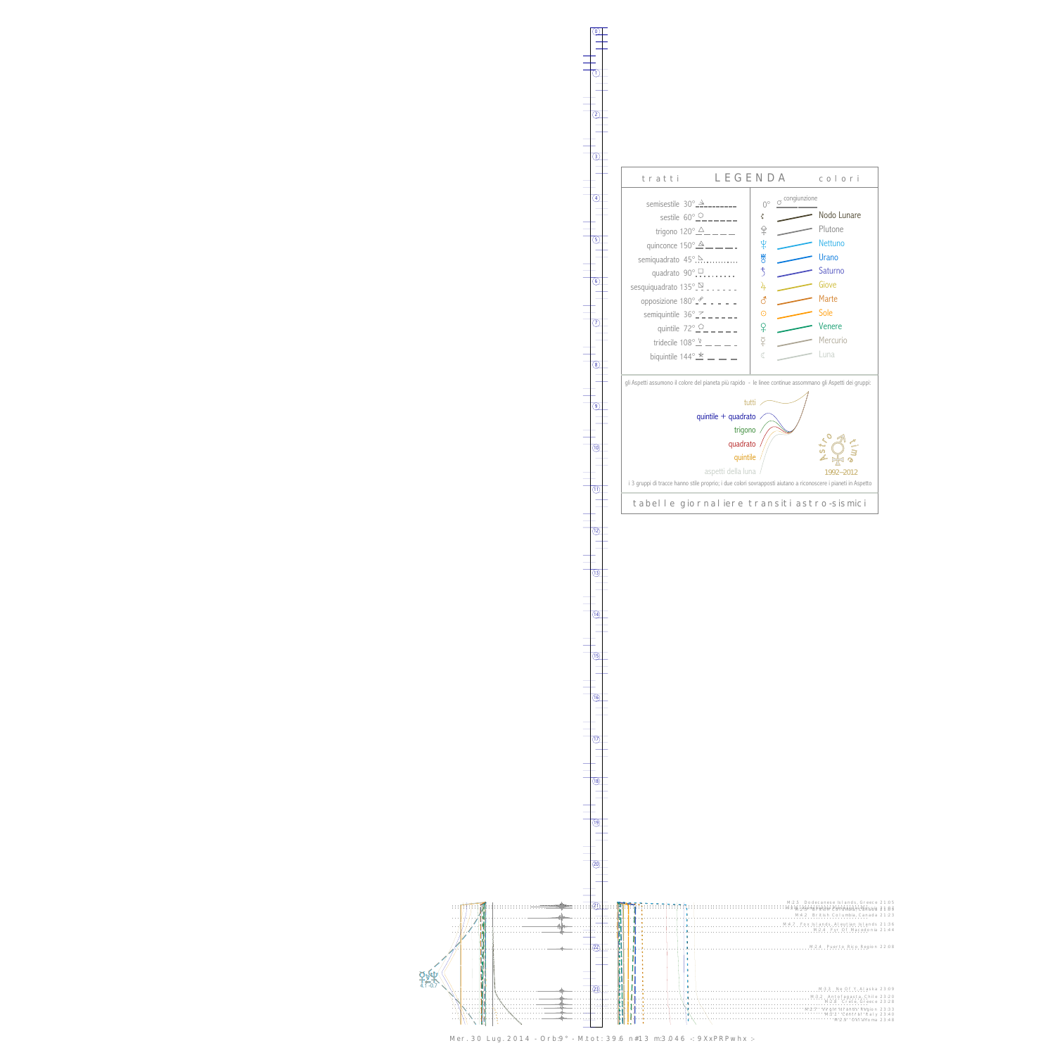## LEGENDA

**tratti** | **colori**

| tratti | colori |
|---|---|
| semisestile 30° | 0° congiunzione |
| sestile 60° | Nodo Lunare |
| trigono 120° | Plutone |
| quinconce 150° | Nettuno |
| semiquadrato 45° | Urano |
| quadrato 90° | Saturno |
| sesquiquadrato 135° | Giove |
| opposizione 180° | Marte |
| semiquintile 36° | Sole |
| quintile 72° | Venere |
| tridecile 108° | Mercurio |
| biquintile 144° | Luna |

gli Aspetti assumono il colore del pianeta più rapido - le linee continue assommano gli Aspetti dei gruppi:

- tutti
- quintile + quadrato
- trigono
- quadrato
- quintile
- aspetti della luna

Astro time 1992–2012

i 3 gruppi di tracce hanno stile proprio; i due colori sovrapposti aiutano a riconoscere i pianeti in Aspetto

tabelle giornaliere transiti astro-sismici

M 2.5 Dodecanese Islands, Greece 21:05
M 4.2 British Columbia, Canada 21:23
M 4.7 Fox Islands, Aleutian Islands 21:36
M 2.4 Fyr Of Macedonia 21:44
M 2.4 Puerto Rico Region 22:08
M 3.5 Ne Of Y Alaska 23:09
M 3.2 Antofagasta, Chile 23:20
M 2.8 Crete, Greece 23:28
M 2.2 Central Italy 23:40
M 2.9 Oklahoma 23:48

Mer. 30 Lug. 2014 - Orb: 9° - M.tot: 39.6 n#13 m:3.046 -: 9XxPRPwhx :-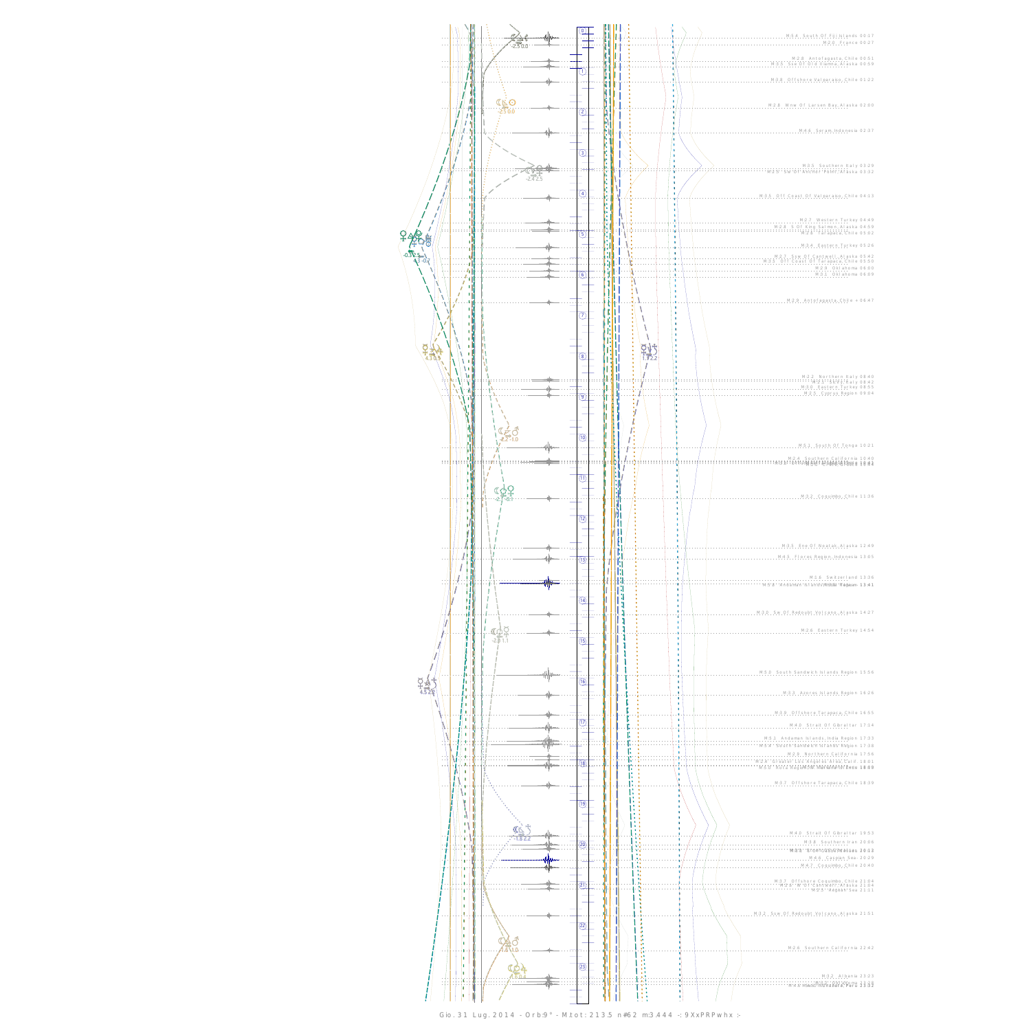M 5.4 South Of Fiji Islands 00:17
M 2.0 France 00:27
M 2.8 Antofagasta Chile 00:51
M 2.5 Sse Of Ord Mantle Alaska 00:59
M 3.8 Offshore Valparaiso Chile 01:22
M 2.8 Wnw Of Larsen Bay Alaska 02:00
M 4.6 Seram Indonesia 02:37
M 3.5 Southern Italy 03:29
M 2.5 Sw Of Anchor Point Alaska 03:32
M 3.5 Off Coast Of Valparaiso Chile 04:13
M 2.7 Western Turkey 04:49
M 2.8 S Of King Salmon Alaska 04:59
M 2.8 Tarapaca Chile 05:02
M 3.4 Eastern Turkey 05:26
M 2.7 Ssw Of Cantwell Alaska 05:42
M 3.5 Off Coast Of Tarapaca Chile 05:50
M 2.9 Oklahoma 06:00
M 3.1 Oklahoma 06:09
M 2.9 Antofagasta Chile 06:47
M 2.2 Northern Italy 08:40
M 2.1 Sicily Italy 08:42
M 3.0 Eastern Turkey 08:55
M 2.5 Cyprus Region 09:04
M 4.1 South Of Tonga 10:21
M 2.4 Southern California 10:40
M 3.2 Coquimbo Chile 11:36
M 3.5 Ene Of Noatak Alaska 12:49
M 4.5 Flores Region Indonesia 13:05
M 1.6 Switzerland 13:36
M 5.8 Andaman Islands India Region 13:41
M 3.0 Sw Of Redoubt Volcano Alaska 14:27
M 2.6 Eastern Turkey 14:54
M 5.0 South Sandwich Islands Region 15:56
M 3.3 Azores Islands Region 16:26
M 3.9 Offshore Tarapaca Chile 16:55
M 4.0 Strait Of Gibraltar 17:14
M 5.1 Andaman Islands India Region 17:33
M 5.4 South Sandwich Islands Region 17:38
M 2.9 Northern California 17:56
M 2.5 Greater Los Angeles Area Calif 18:01
M 3.7 Offshore Tarapaca Chile 18:39
M 4.0 Strait Of Gibraltar 19:53
M 3.8 Southern Iran 20:06
M 4.6 Caspian Sea 20:29
M 4.7 Coquimbo Chile 20:40
M 3.7 Offshore Coquimbo Chile 21:04
M 2.6 W Of Cantwell Alaska 21:04
M 2.3 Aegean Sea 21:11
M 3.3 Ssw Of Redoubt Volcano Alaska 21:51
M 2.8 Southern California 22:42
M 3.2 Albania 23:23
M 4.3 Near Coast Of Peru 23:32

Gio. 31 Lug. 2014 - Orb:9° - M.tot: 213.5 n#62 m:3.444 -: 9XxPRPwhx :-